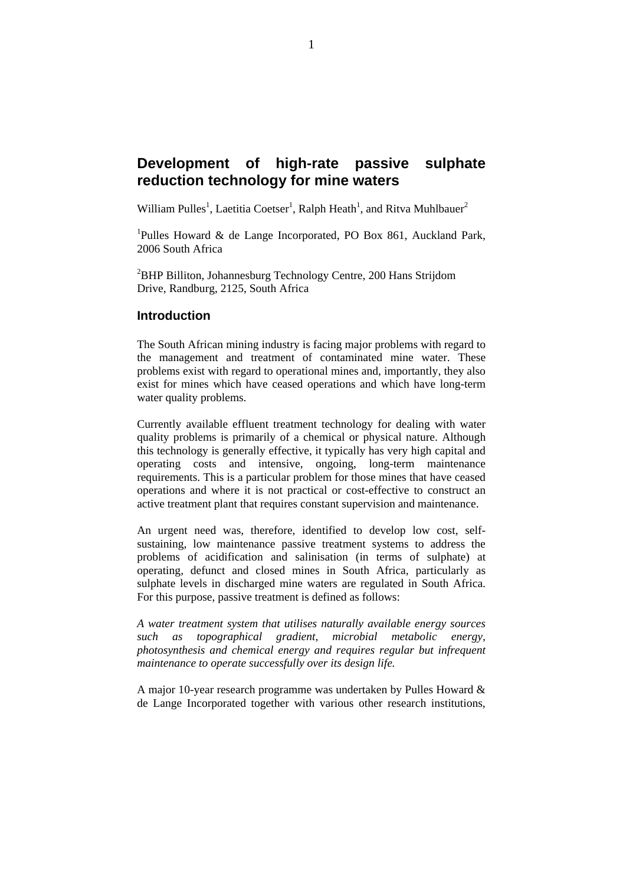# Development of high-rate passive sulphate reduction technology for mine waters

William Pulles[1], Laetitia Coetser[1], Ralph Heath[1], and Ritva Muhlbauer[2]

[1]Pulles Howard & de Lange Incorporated, PO Box 861, Auckland Park, 2006 South Africa

[2]BHP Billiton, Johannesburg Technology Centre, 200 Hans Strijdom Drive, Randburg, 2125, South Africa

## Introduction

The South African mining industry is facing major problems with regard to the management and treatment of contaminated mine water. These problems exist with regard to operational mines and, importantly, they also exist for mines which have ceased operations and which have long-term water quality problems.

Currently available effluent treatment technology for dealing with water quality problems is primarily of a chemical or physical nature. Although this technology is generally effective, it typically has very high capital and operating costs and intensive, ongoing, long-term maintenance requirements. This is a particular problem for those mines that have ceased operations and where it is not practical or cost-effective to construct an active treatment plant that requires constant supervision and maintenance.

An urgent need was, therefore, identified to develop low cost, self-sustaining, low maintenance passive treatment systems to address the problems of acidification and salinisation (in terms of sulphate) at operating, defunct and closed mines in South Africa, particularly as sulphate levels in discharged mine waters are regulated in South Africa. For this purpose, passive treatment is defined as follows:

*A water treatment system that utilises naturally available energy sources such as topographical gradient, microbial metabolic energy, photosynthesis and chemical energy and requires regular but infrequent maintenance to operate successfully over its design life.*

A major 10-year research programme was undertaken by Pulles Howard & de Lange Incorporated together with various other research institutions,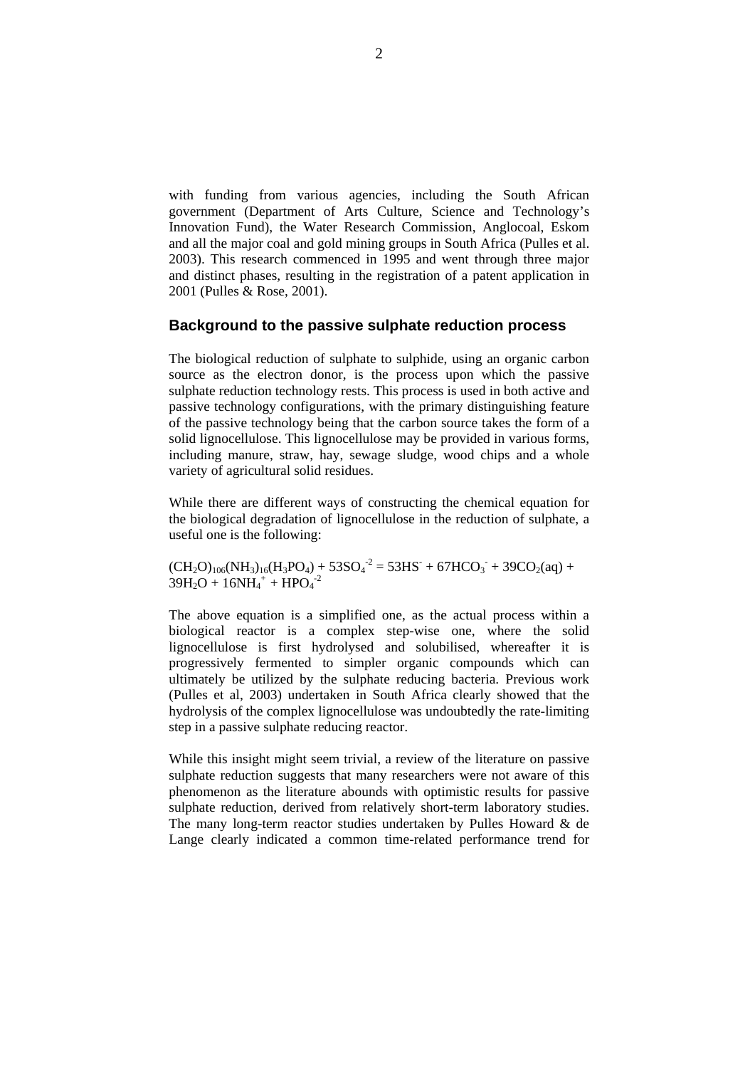with funding from various agencies, including the South African government (Department of Arts Culture, Science and Technology's Innovation Fund), the Water Research Commission, Anglocoal, Eskom and all the major coal and gold mining groups in South Africa (Pulles et al. 2003). This research commenced in 1995 and went through three major and distinct phases, resulting in the registration of a patent application in 2001 (Pulles & Rose, 2001).

## Background to the passive sulphate reduction process

The biological reduction of sulphate to sulphide, using an organic carbon source as the electron donor, is the process upon which the passive sulphate reduction technology rests. This process is used in both active and passive technology configurations, with the primary distinguishing feature of the passive technology being that the carbon source takes the form of a solid lignocellulose. This lignocellulose may be provided in various forms, including manure, straw, hay, sewage sludge, wood chips and a whole variety of agricultural solid residues.

While there are different ways of constructing the chemical equation for the biological degradation of lignocellulose in the reduction of sulphate, a useful one is the following:

$$(CH_2O)_{106}(NH_3)_{16}(H_3PO_4) + 53SO_4^{-2} = 53HS^{-} + 67HCO_3^{-} + 39CO_2(aq) + 39H_2O + 16NH_4^{+} + HPO_4^{-2}$$

The above equation is a simplified one, as the actual process within a biological reactor is a complex step-wise one, where the solid lignocellulose is first hydrolysed and solubilised, whereafter it is progressively fermented to simpler organic compounds which can ultimately be utilized by the sulphate reducing bacteria. Previous work (Pulles et al, 2003) undertaken in South Africa clearly showed that the hydrolysis of the complex lignocellulose was undoubtedly the rate-limiting step in a passive sulphate reducing reactor.

While this insight might seem trivial, a review of the literature on passive sulphate reduction suggests that many researchers were not aware of this phenomenon as the literature abounds with optimistic results for passive sulphate reduction, derived from relatively short-term laboratory studies. The many long-term reactor studies undertaken by Pulles Howard & de Lange clearly indicated a common time-related performance trend for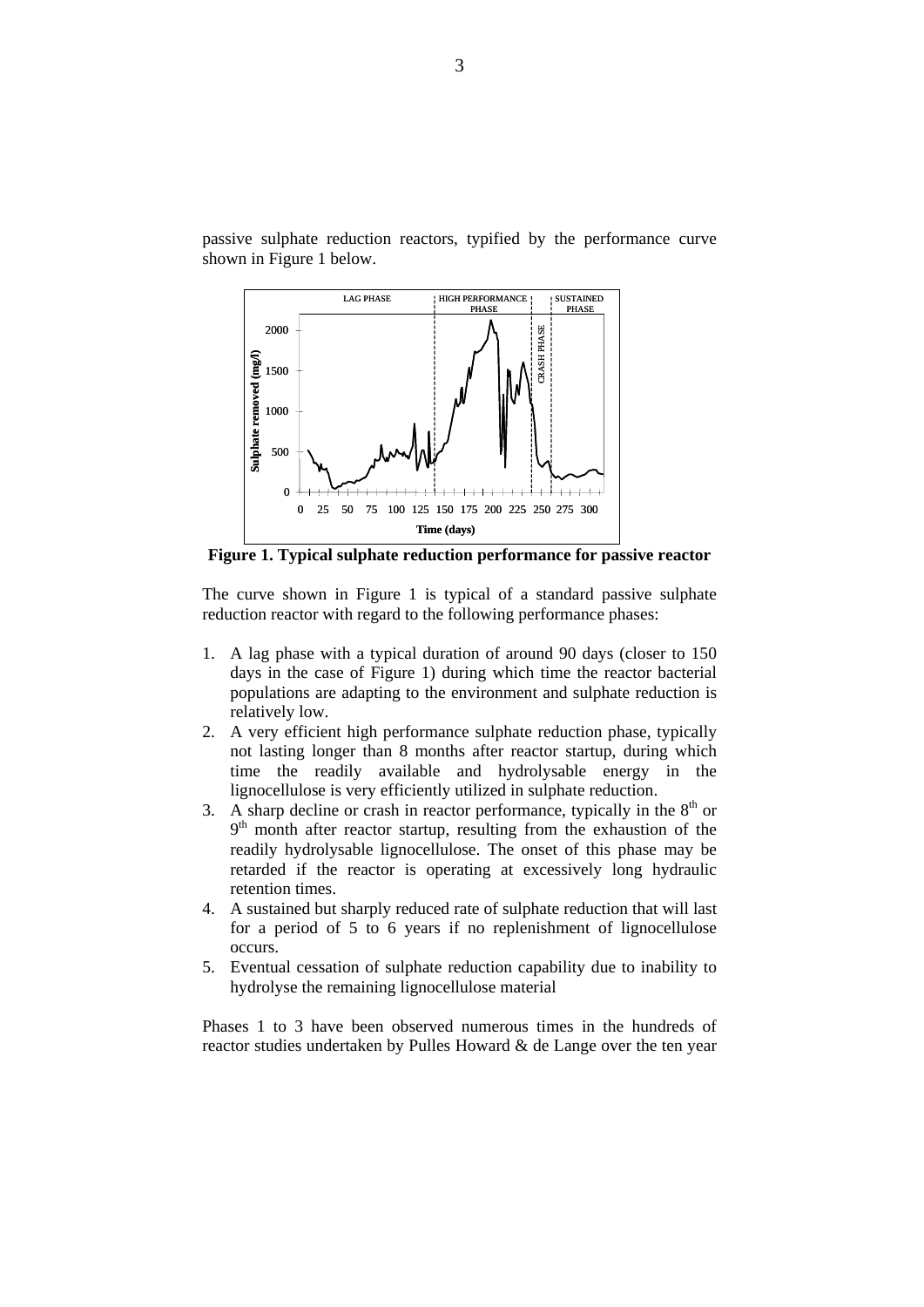passive sulphate reduction reactors, typified by the performance curve shown in Figure 1 below.

**Figure 1. Typical sulphate reduction performance for passive reactor**

The curve shown in Figure 1 is typical of a standard passive sulphate reduction reactor with regard to the following performance phases:

1. A lag phase with a typical duration of around 90 days (closer to 150 days in the case of Figure 1) during which time the reactor bacterial populations are adapting to the environment and sulphate reduction is relatively low.
2. A very efficient high performance sulphate reduction phase, typically not lasting longer than 8 months after reactor startup, during which time the readily available and hydrolysable energy in the lignocellulose is very efficiently utilized in sulphate reduction.
3. A sharp decline or crash in reactor performance, typically in the 8th or 9th month after reactor startup, resulting from the exhaustion of the readily hydrolysable lignocellulose. The onset of this phase may be retarded if the reactor is operating at excessively long hydraulic retention times.
4. A sustained but sharply reduced rate of sulphate reduction that will last for a period of 5 to 6 years if no replenishment of lignocellulose occurs.
5. Eventual cessation of sulphate reduction capability due to inability to hydrolyse the remaining lignocellulose material

Phases 1 to 3 have been observed numerous times in the hundreds of reactor studies undertaken by Pulles Howard & de Lange over the ten year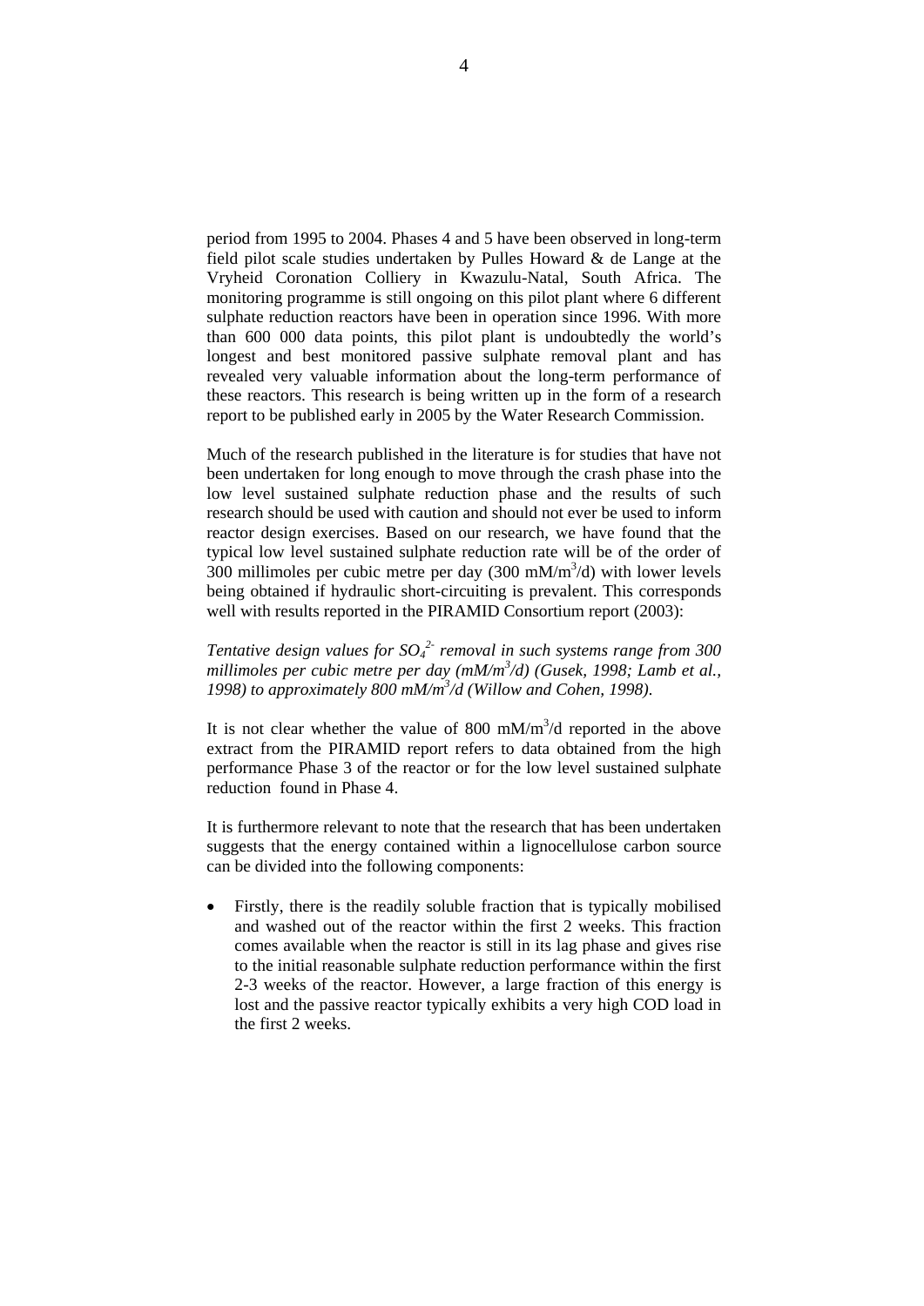period from 1995 to 2004. Phases 4 and 5 have been observed in long-term field pilot scale studies undertaken by Pulles Howard & de Lange at the Vryheid Coronation Colliery in Kwazulu-Natal, South Africa. The monitoring programme is still ongoing on this pilot plant where 6 different sulphate reduction reactors have been in operation since 1996. With more than 600 000 data points, this pilot plant is undoubtedly the world's longest and best monitored passive sulphate removal plant and has revealed very valuable information about the long-term performance of these reactors. This research is being written up in the form of a research report to be published early in 2005 by the Water Research Commission.

Much of the research published in the literature is for studies that have not been undertaken for long enough to move through the crash phase into the low level sustained sulphate reduction phase and the results of such research should be used with caution and should not ever be used to inform reactor design exercises. Based on our research, we have found that the typical low level sustained sulphate reduction rate will be of the order of 300 millimoles per cubic metre per day (300 $mM/m^3/d$) with lower levels being obtained if hydraulic short-circuiting is prevalent. This corresponds well with results reported in the PIRAMID Consortium report (2003):

*Tentative design values for $SO_4^{2-}$ removal in such systems range from 300 millimoles per cubic metre per day ($mM/m^3/d$) (Gusek, 1998; Lamb et al., 1998) to approximately 800 $mM/m^3/d$ (Willow and Cohen, 1998).*

It is not clear whether the value of 800 $mM/m^3/d$ reported in the above extract from the PIRAMID report refers to data obtained from the high performance Phase 3 of the reactor or for the low level sustained sulphate reduction found in Phase 4.

It is furthermore relevant to note that the research that has been undertaken suggests that the energy contained within a lignocellulose carbon source can be divided into the following components:

- Firstly, there is the readily soluble fraction that is typically mobilised and washed out of the reactor within the first 2 weeks. This fraction comes available when the reactor is still in its lag phase and gives rise to the initial reasonable sulphate reduction performance within the first 2-3 weeks of the reactor. However, a large fraction of this energy is lost and the passive reactor typically exhibits a very high COD load in the first 2 weeks.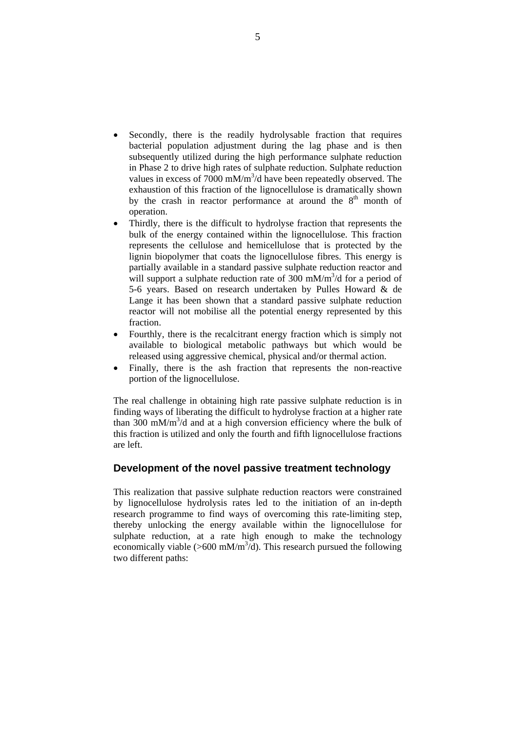- Secondly, there is the readily hydrolysable fraction that requires bacterial population adjustment during the lag phase and is then subsequently utilized during the high performance sulphate reduction in Phase 2 to drive high rates of sulphate reduction. Sulphate reduction values in excess of 7000 mM/m$^3$/d have been repeatedly observed. The exhaustion of this fraction of the lignocellulose is dramatically shown by the crash in reactor performance at around the 8$^{th}$ month of operation.
- Thirdly, there is the difficult to hydrolyse fraction that represents the bulk of the energy contained within the lignocellulose. This fraction represents the cellulose and hemicellulose that is protected by the lignin biopolymer that coats the lignocellulose fibres. This energy is partially available in a standard passive sulphate reduction reactor and will support a sulphate reduction rate of 300 mM/m$^3$/d for a period of 5-6 years. Based on research undertaken by Pulles Howard & de Lange it has been shown that a standard passive sulphate reduction reactor will not mobilise all the potential energy represented by this fraction.
- Fourthly, there is the recalcitrant energy fraction which is simply not available to biological metabolic pathways but which would be released using aggressive chemical, physical and/or thermal action.
- Finally, there is the ash fraction that represents the non-reactive portion of the lignocellulose.

The real challenge in obtaining high rate passive sulphate reduction is in finding ways of liberating the difficult to hydrolyse fraction at a higher rate than 300 mM/m$^3$/d and at a high conversion efficiency where the bulk of this fraction is utilized and only the fourth and fifth lignocellulose fractions are left.

## Development of the novel passive treatment technology

This realization that passive sulphate reduction reactors were constrained by lignocellulose hydrolysis rates led to the initiation of an in-depth research programme to find ways of overcoming this rate-limiting step, thereby unlocking the energy available within the lignocellulose for sulphate reduction, at a rate high enough to make the technology economically viable (>600 mM/m$^3$/d). This research pursued the following two different paths: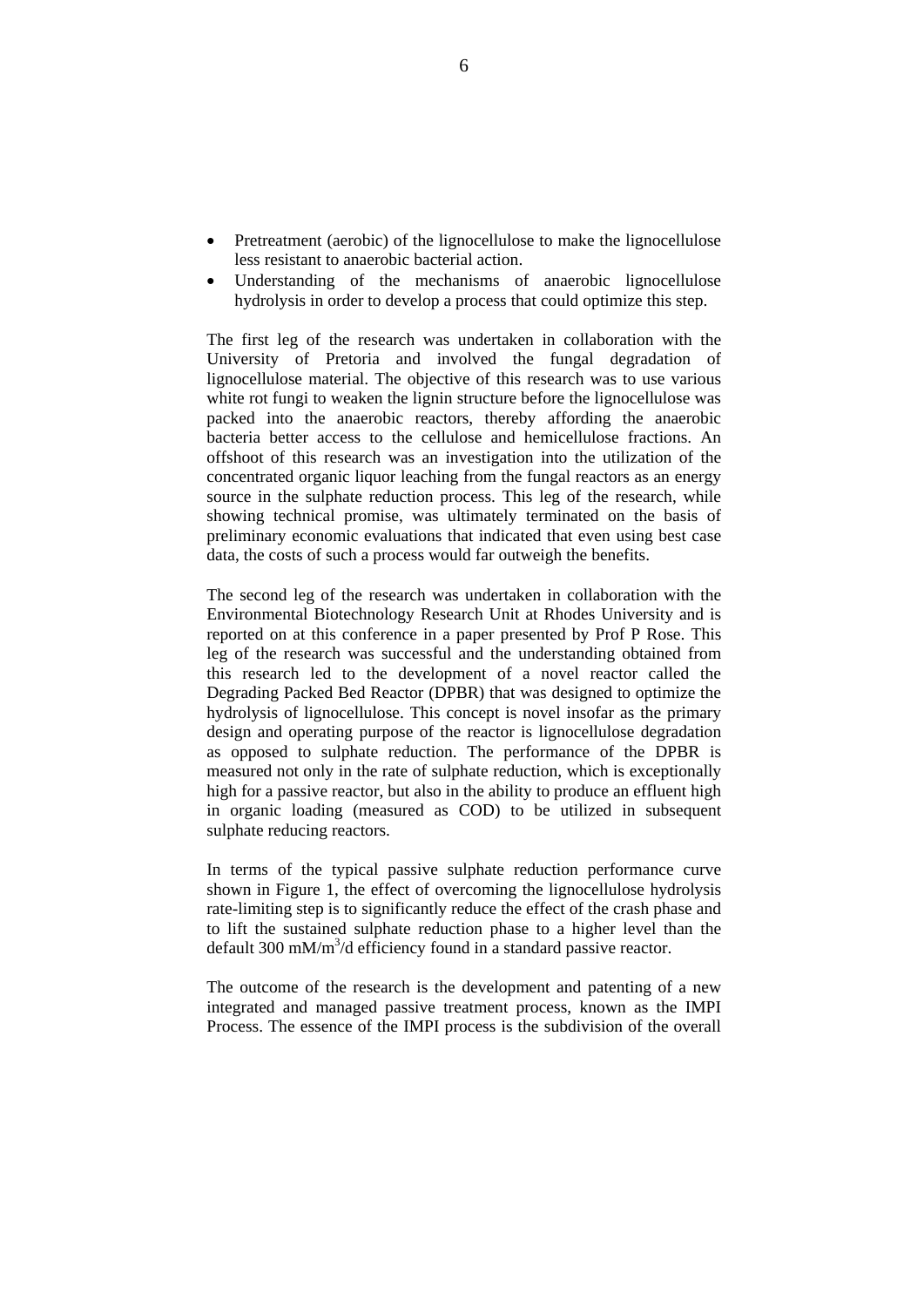- Pretreatment (aerobic) of the lignocellulose to make the lignocellulose less resistant to anaerobic bacterial action.
- Understanding of the mechanisms of anaerobic lignocellulose hydrolysis in order to develop a process that could optimize this step.

The first leg of the research was undertaken in collaboration with the University of Pretoria and involved the fungal degradation of lignocellulose material. The objective of this research was to use various white rot fungi to weaken the lignin structure before the lignocellulose was packed into the anaerobic reactors, thereby affording the anaerobic bacteria better access to the cellulose and hemicellulose fractions. An offshoot of this research was an investigation into the utilization of the concentrated organic liquor leaching from the fungal reactors as an energy source in the sulphate reduction process. This leg of the research, while showing technical promise, was ultimately terminated on the basis of preliminary economic evaluations that indicated that even using best case data, the costs of such a process would far outweigh the benefits.

The second leg of the research was undertaken in collaboration with the Environmental Biotechnology Research Unit at Rhodes University and is reported on at this conference in a paper presented by Prof P Rose. This leg of the research was successful and the understanding obtained from this research led to the development of a novel reactor called the Degrading Packed Bed Reactor (DPBR) that was designed to optimize the hydrolysis of lignocellulose. This concept is novel insofar as the primary design and operating purpose of the reactor is lignocellulose degradation as opposed to sulphate reduction. The performance of the DPBR is measured not only in the rate of sulphate reduction, which is exceptionally high for a passive reactor, but also in the ability to produce an effluent high in organic loading (measured as COD) to be utilized in subsequent sulphate reducing reactors.

In terms of the typical passive sulphate reduction performance curve shown in Figure 1, the effect of overcoming the lignocellulose hydrolysis rate-limiting step is to significantly reduce the effect of the crash phase and to lift the sustained sulphate reduction phase to a higher level than the default 300 $mM/m^3/d$ efficiency found in a standard passive reactor.

The outcome of the research is the development and patenting of a new integrated and managed passive treatment process, known as the IMPI Process. The essence of the IMPI process is the subdivision of the overall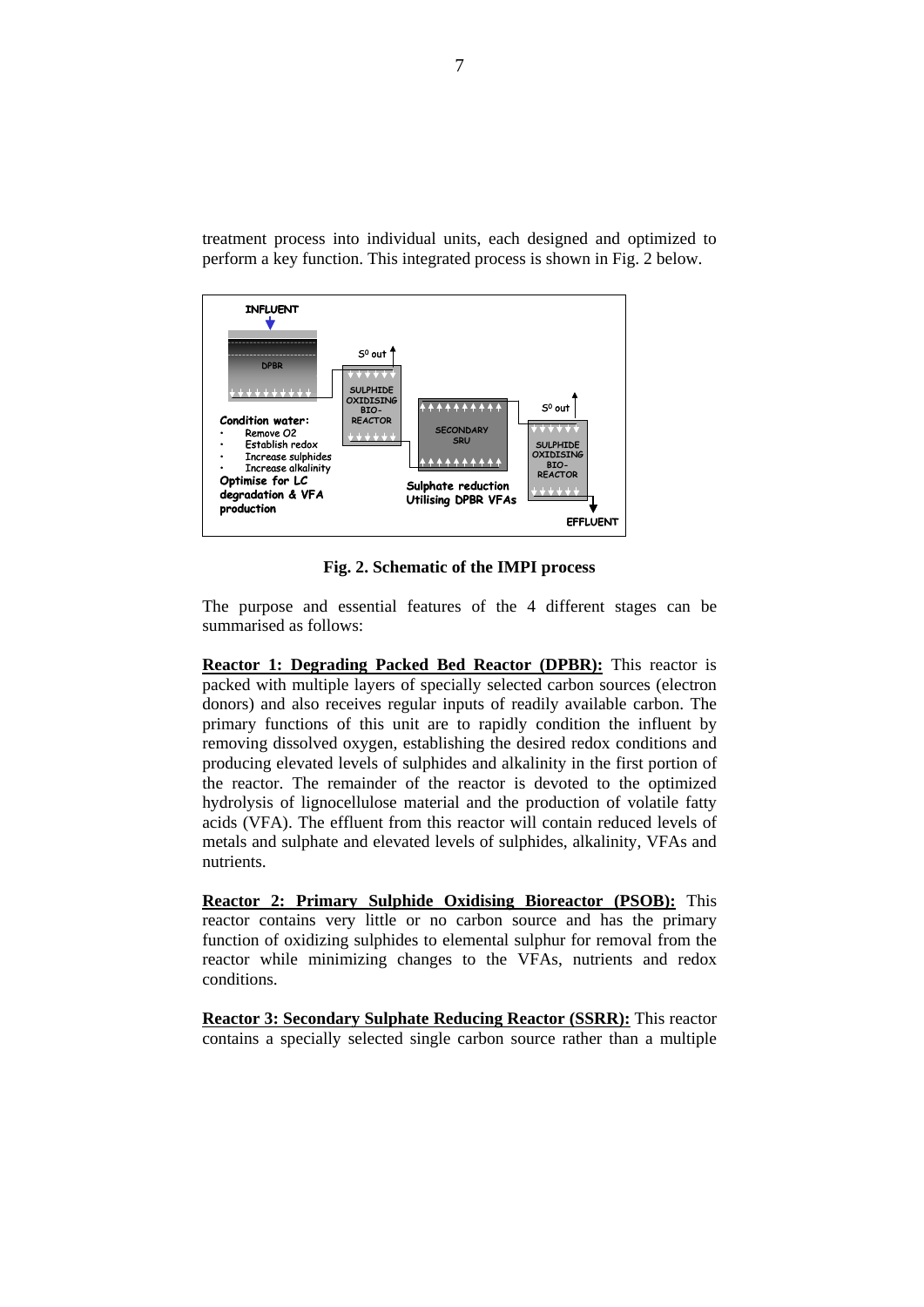treatment process into individual units, each designed and optimized to perform a key function. This integrated process is shown in Fig. 2 below.

**Fig. 2. Schematic of the IMPI process**

The purpose and essential features of the 4 different stages can be summarised as follows:

**Reactor 1: Degrading Packed Bed Reactor (DPBR):** This reactor is packed with multiple layers of specially selected carbon sources (electron donors) and also receives regular inputs of readily available carbon. The primary functions of this unit are to rapidly condition the influent by removing dissolved oxygen, establishing the desired redox conditions and producing elevated levels of sulphides and alkalinity in the first portion of the reactor. The remainder of the reactor is devoted to the optimized hydrolysis of lignocellulose material and the production of volatile fatty acids (VFA). The effluent from this reactor will contain reduced levels of metals and sulphate and elevated levels of sulphides, alkalinity, VFAs and nutrients.

**Reactor 2: Primary Sulphide Oxidising Bioreactor (PSOB):** This reactor contains very little or no carbon source and has the primary function of oxidizing sulphides to elemental sulphur for removal from the reactor while minimizing changes to the VFAs, nutrients and redox conditions.

**Reactor 3: Secondary Sulphate Reducing Reactor (SSRR):** This reactor contains a specially selected single carbon source rather than a multiple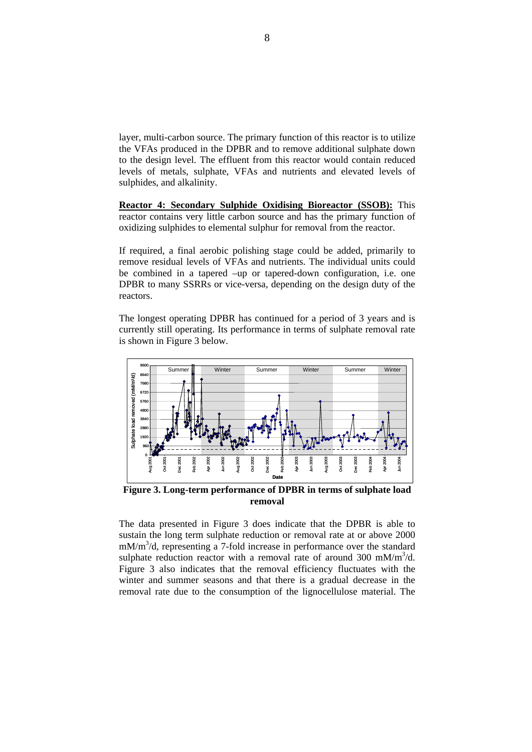layer, multi-carbon source. The primary function of this reactor is to utilize the VFAs produced in the DPBR and to remove additional sulphate down to the design level. The effluent from this reactor would contain reduced levels of metals, sulphate, VFAs and nutrients and elevated levels of sulphides, and alkalinity.

**Reactor 4: Secondary Sulphide Oxidising Bioreactor (SSOB):** This reactor contains very little carbon source and has the primary function of oxidizing sulphides to elemental sulphur for removal from the reactor.

If required, a final aerobic polishing stage could be added, primarily to remove residual levels of VFAs and nutrients. The individual units could be combined in a tapered –up or tapered-down configuration, i.e. one DPBR to many SSRRs or vice-versa, depending on the design duty of the reactors.

The longest operating DPBR has continued for a period of 3 years and is currently still operating. Its performance in terms of sulphate removal rate is shown in Figure 3 below.

**Figure 3. Long-term performance of DPBR in terms of sulphate load removal**

The data presented in Figure 3 does indicate that the DPBR is able to sustain the long term sulphate reduction or removal rate at or above 2000 $mM/m^3/d$, representing a 7-fold increase in performance over the standard sulphate reduction reactor with a removal rate of around 300 $mM/m^3/d$. Figure 3 also indicates that the removal efficiency fluctuates with the winter and summer seasons and that there is a gradual decrease in the removal rate due to the consumption of the lignocellulose material. The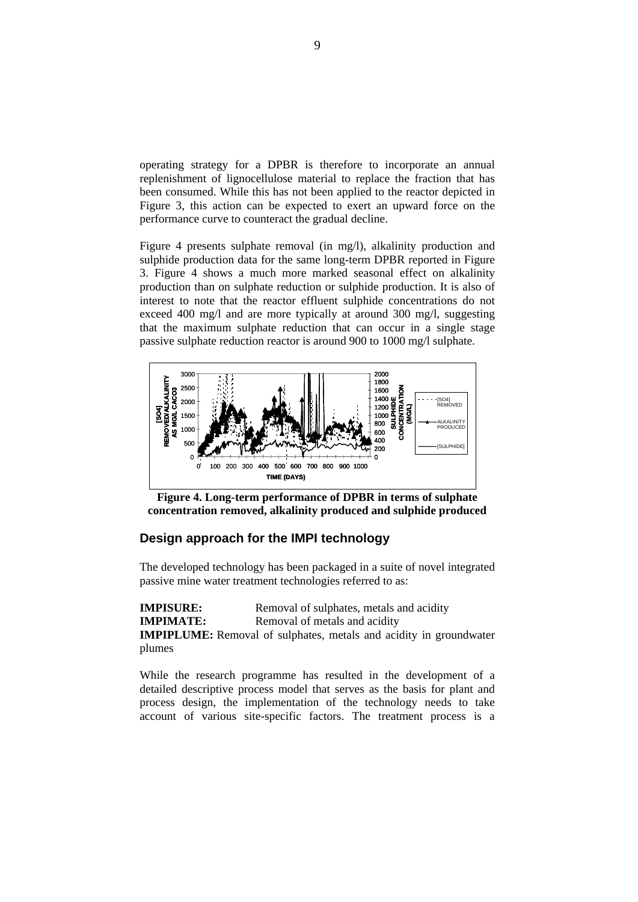operating strategy for a DPBR is therefore to incorporate an annual replenishment of lignocellulose material to replace the fraction that has been consumed. While this has not been applied to the reactor depicted in Figure 3, this action can be expected to exert an upward force on the performance curve to counteract the gradual decline.

Figure 4 presents sulphate removal (in mg/l), alkalinity production and sulphide production data for the same long-term DPBR reported in Figure 3. Figure 4 shows a much more marked seasonal effect on alkalinity production than on sulphate reduction or sulphide production. It is also of interest to note that the reactor effluent sulphide concentrations do not exceed 400 mg/l and are more typically at around 300 mg/l, suggesting that the maximum sulphate reduction that can occur in a single stage passive sulphate reduction reactor is around 900 to 1000 mg/l sulphate.

**Figure 4. Long-term performance of DPBR in terms of sulphate concentration removed, alkalinity produced and sulphide produced**

## Design approach for the IMPI technology

The developed technology has been packaged in a suite of novel integrated passive mine water treatment technologies referred to as:

**IMPISURE:** Removal of sulphates, metals and acidity
**IMPIMATE:** Removal of metals and acidity
**IMPIPLUME:** Removal of sulphates, metals and acidity in groundwater plumes

While the research programme has resulted in the development of a detailed descriptive process model that serves as the basis for plant and process design, the implementation of the technology needs to take account of various site-specific factors. The treatment process is a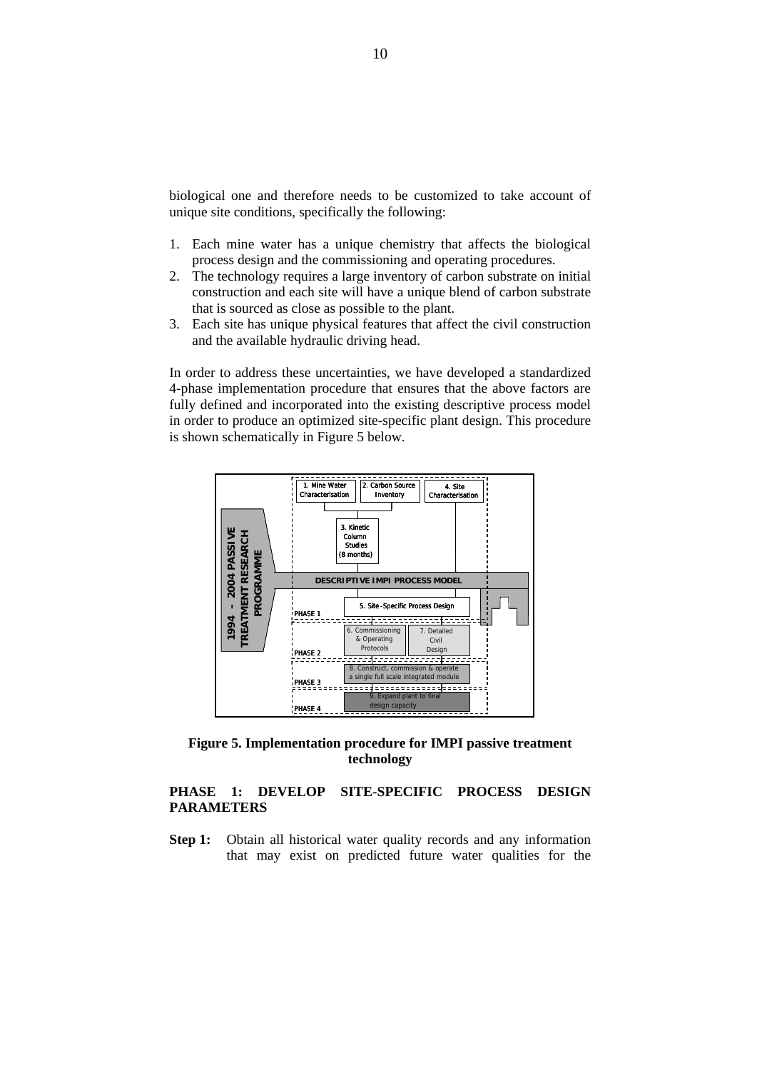biological one and therefore needs to be customized to take account of unique site conditions, specifically the following:

1. Each mine water has a unique chemistry that affects the biological process design and the commissioning and operating procedures.
2. The technology requires a large inventory of carbon substrate on initial construction and each site will have a unique blend of carbon substrate that is sourced as close as possible to the plant.
3. Each site has unique physical features that affect the civil construction and the available hydraulic driving head.

In order to address these uncertainties, we have developed a standardized 4-phase implementation procedure that ensures that the above factors are fully defined and incorporated into the existing descriptive process model in order to produce an optimized site-specific plant design. This procedure is shown schematically in Figure 5 below.

**Figure 5. Implementation procedure for IMPI passive treatment technology**

**PHASE 1: DEVELOP SITE-SPECIFIC PROCESS DESIGN PARAMETERS**

**Step 1:** Obtain all historical water quality records and any information that may exist on predicted future water qualities for the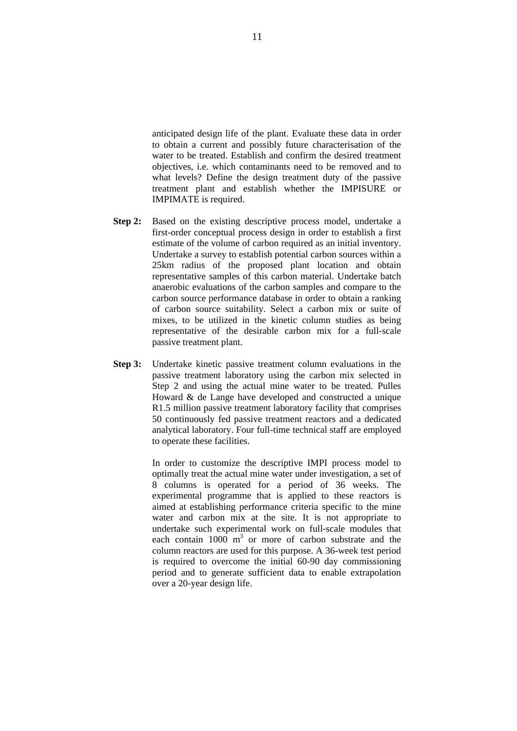anticipated design life of the plant. Evaluate these data in order to obtain a current and possibly future characterisation of the water to be treated. Establish and confirm the desired treatment objectives, i.e. which contaminants need to be removed and to what levels? Define the design treatment duty of the passive treatment plant and establish whether the IMPISURE or IMPIMATE is required.

**Step 2:** Based on the existing descriptive process model, undertake a first-order conceptual process design in order to establish a first estimate of the volume of carbon required as an initial inventory. Undertake a survey to establish potential carbon sources within a 25km radius of the proposed plant location and obtain representative samples of this carbon material. Undertake batch anaerobic evaluations of the carbon samples and compare to the carbon source performance database in order to obtain a ranking of carbon source suitability. Select a carbon mix or suite of mixes, to be utilized in the kinetic column studies as being representative of the desirable carbon mix for a full-scale passive treatment plant.

**Step 3:** Undertake kinetic passive treatment column evaluations in the passive treatment laboratory using the carbon mix selected in Step 2 and using the actual mine water to be treated. Pulles Howard & de Lange have developed and constructed a unique R1.5 million passive treatment laboratory facility that comprises 50 continuously fed passive treatment reactors and a dedicated analytical laboratory. Four full-time technical staff are employed to operate these facilities.

In order to customize the descriptive IMPI process model to optimally treat the actual mine water under investigation, a set of 8 columns is operated for a period of 36 weeks. The experimental programme that is applied to these reactors is aimed at establishing performance criteria specific to the mine water and carbon mix at the site. It is not appropriate to undertake such experimental work on full-scale modules that each contain 1000 $m^3$ or more of carbon substrate and the column reactors are used for this purpose. A 36-week test period is required to overcome the initial 60-90 day commissioning period and to generate sufficient data to enable extrapolation over a 20-year design life.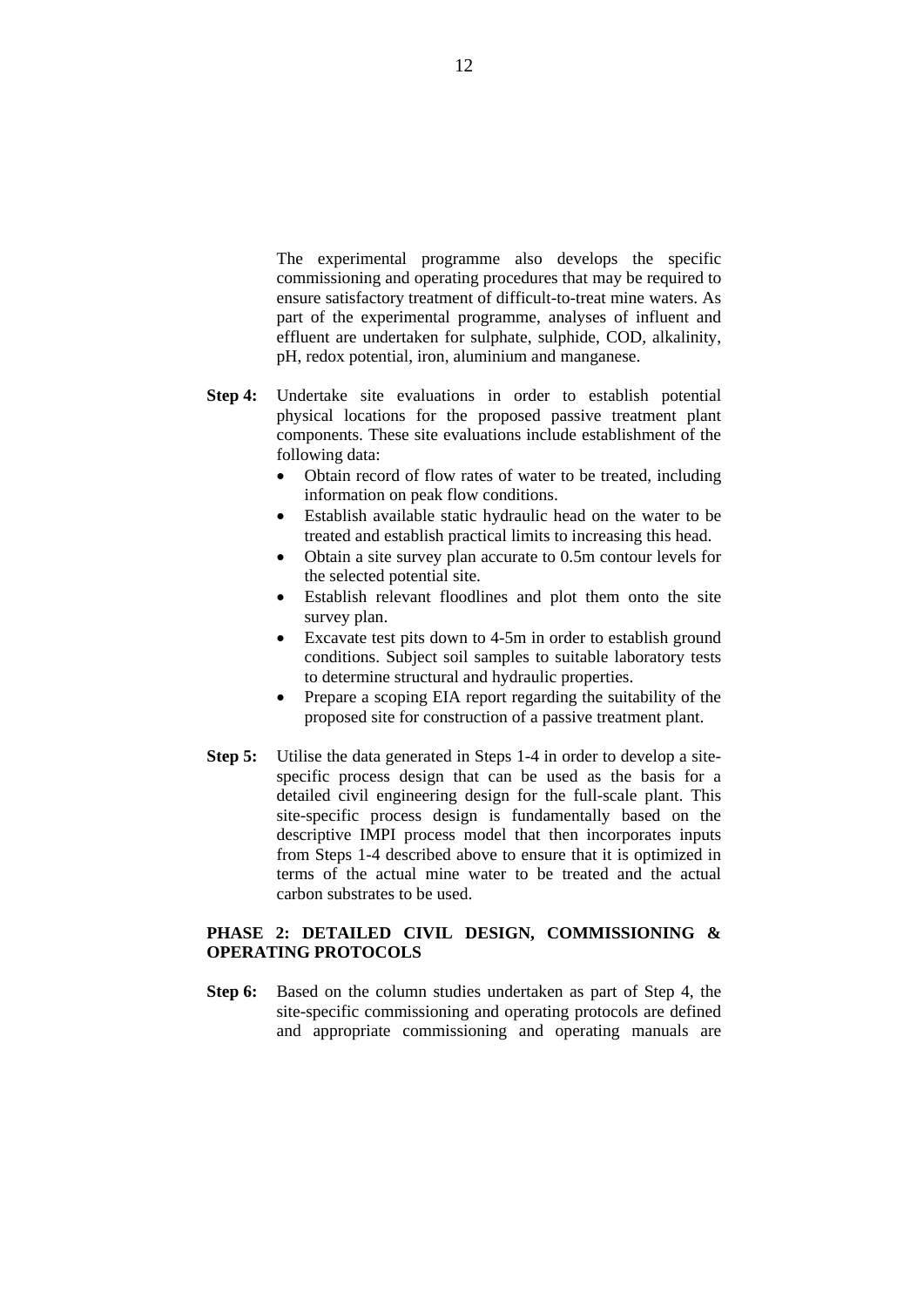The experimental programme also develops the specific commissioning and operating procedures that may be required to ensure satisfactory treatment of difficult-to-treat mine waters. As part of the experimental programme, analyses of influent and effluent are undertaken for sulphate, sulphide, COD, alkalinity, pH, redox potential, iron, aluminium and manganese.

**Step 4:** Undertake site evaluations in order to establish potential physical locations for the proposed passive treatment plant components. These site evaluations include establishment of the following data:

- Obtain record of flow rates of water to be treated, including information on peak flow conditions.
- Establish available static hydraulic head on the water to be treated and establish practical limits to increasing this head.
- Obtain a site survey plan accurate to 0.5m contour levels for the selected potential site.
- Establish relevant floodlines and plot them onto the site survey plan.
- Excavate test pits down to 4-5m in order to establish ground conditions. Subject soil samples to suitable laboratory tests to determine structural and hydraulic properties.
- Prepare a scoping EIA report regarding the suitability of the proposed site for construction of a passive treatment plant.

**Step 5:** Utilise the data generated in Steps 1-4 in order to develop a site-specific process design that can be used as the basis for a detailed civil engineering design for the full-scale plant. This site-specific process design is fundamentally based on the descriptive IMPI process model that then incorporates inputs from Steps 1-4 described above to ensure that it is optimized in terms of the actual mine water to be treated and the actual carbon substrates to be used.

**PHASE 2: DETAILED CIVIL DESIGN, COMMISSIONING & OPERATING PROTOCOLS**

**Step 6:** Based on the column studies undertaken as part of Step 4, the site-specific commissioning and operating protocols are defined and appropriate commissioning and operating manuals are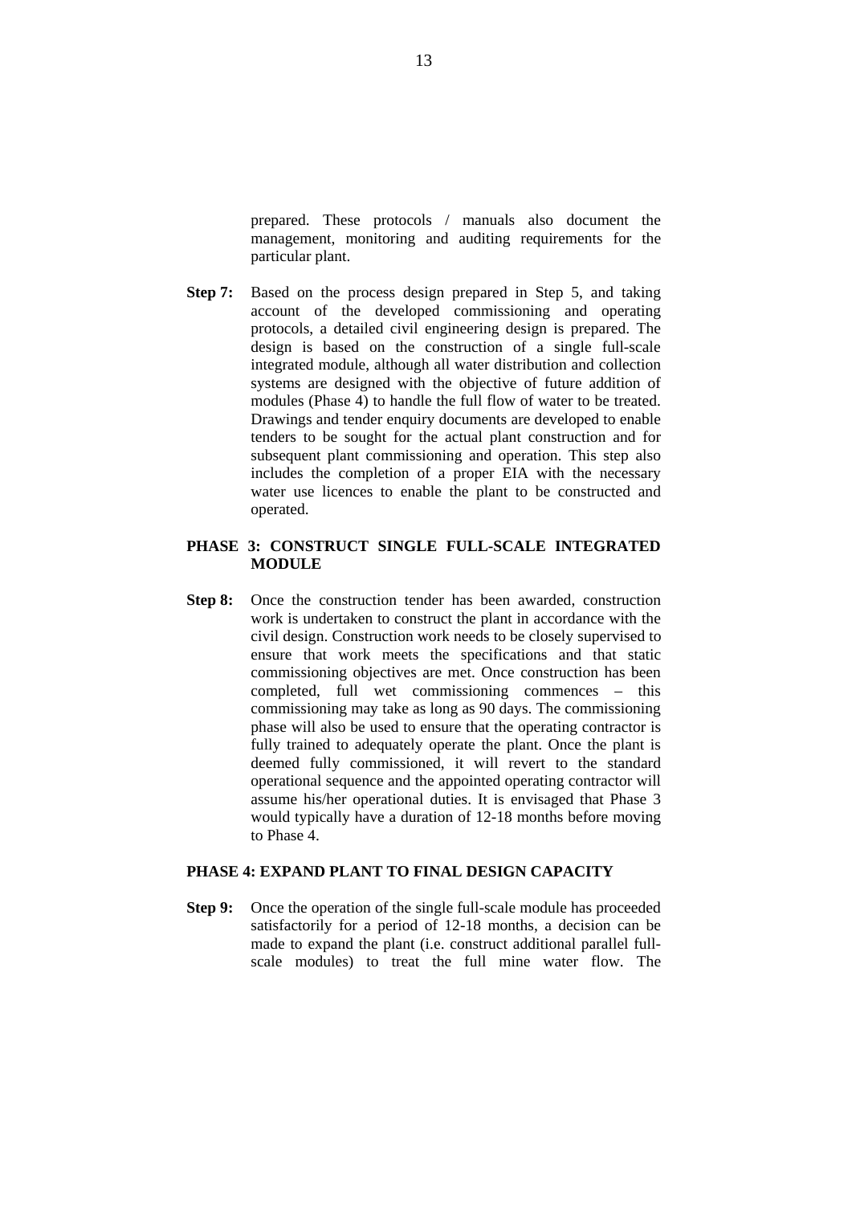prepared. These protocols / manuals also document the management, monitoring and auditing requirements for the particular plant.

**Step 7:** Based on the process design prepared in Step 5, and taking account of the developed commissioning and operating protocols, a detailed civil engineering design is prepared. The design is based on the construction of a single full-scale integrated module, although all water distribution and collection systems are designed with the objective of future addition of modules (Phase 4) to handle the full flow of water to be treated. Drawings and tender enquiry documents are developed to enable tenders to be sought for the actual plant construction and for subsequent plant commissioning and operation. This step also includes the completion of a proper EIA with the necessary water use licences to enable the plant to be constructed and operated.

## PHASE 3: CONSTRUCT SINGLE FULL-SCALE INTEGRATED MODULE

**Step 8:** Once the construction tender has been awarded, construction work is undertaken to construct the plant in accordance with the civil design. Construction work needs to be closely supervised to ensure that work meets the specifications and that static commissioning objectives are met. Once construction has been completed, full wet commissioning commences – this commissioning may take as long as 90 days. The commissioning phase will also be used to ensure that the operating contractor is fully trained to adequately operate the plant. Once the plant is deemed fully commissioned, it will revert to the standard operational sequence and the appointed operating contractor will assume his/her operational duties. It is envisaged that Phase 3 would typically have a duration of 12-18 months before moving to Phase 4.

## PHASE 4: EXPAND PLANT TO FINAL DESIGN CAPACITY

**Step 9:** Once the operation of the single full-scale module has proceeded satisfactorily for a period of 12-18 months, a decision can be made to expand the plant (i.e. construct additional parallel full-scale modules) to treat the full mine water flow. The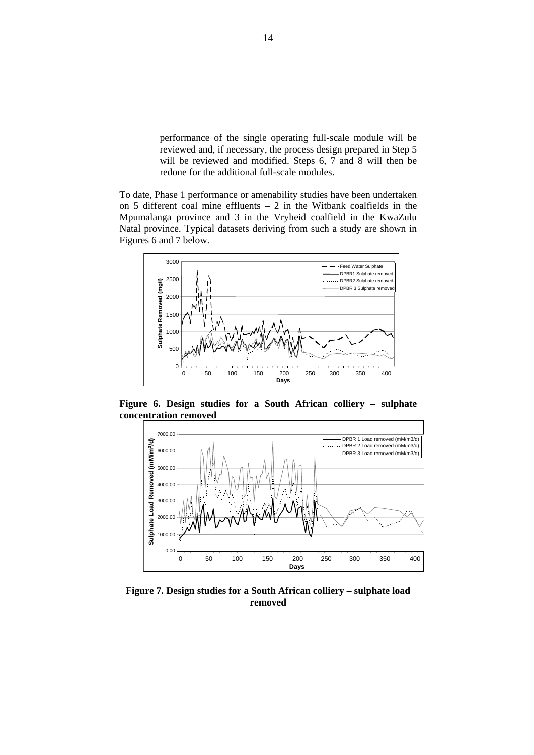performance of the single operating full-scale module will be reviewed and, if necessary, the process design prepared in Step 5 will be reviewed and modified. Steps 6, 7 and 8 will then be redone for the additional full-scale modules.

To date, Phase 1 performance or amenability studies have been undertaken on 5 different coal mine effluents – 2 in the Witbank coalfields in the Mpumalanga province and 3 in the Vryheid coalfield in the KwaZulu Natal province. Typical datasets deriving from such a study are shown in Figures 6 and 7 below.

**Figure 6. Design studies for a South African colliery – sulphate concentration removed**

**Figure 7. Design studies for a South African colliery – sulphate load removed**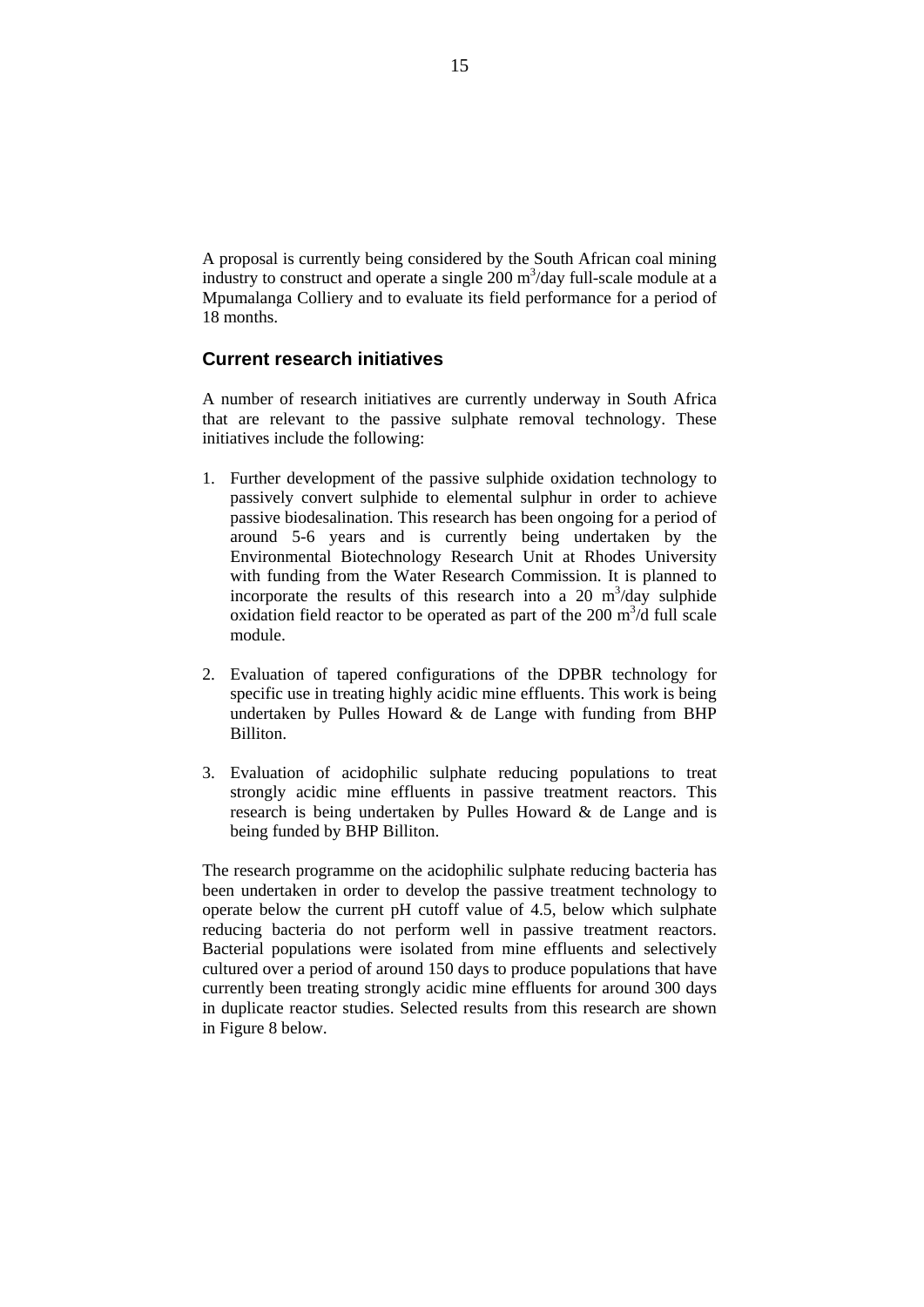A proposal is currently being considered by the South African coal mining industry to construct and operate a single 200 $m^3$/day full-scale module at a Mpumalanga Colliery and to evaluate its field performance for a period of 18 months.

## Current research initiatives

A number of research initiatives are currently underway in South Africa that are relevant to the passive sulphate removal technology. These initiatives include the following:

1. Further development of the passive sulphide oxidation technology to passively convert sulphide to elemental sulphur in order to achieve passive biodesalination. This research has been ongoing for a period of around 5-6 years and is currently being undertaken by the Environmental Biotechnology Research Unit at Rhodes University with funding from the Water Research Commission. It is planned to incorporate the results of this research into a 20 $m^3$/day sulphide oxidation field reactor to be operated as part of the 200 $m^3$/d full scale module.

2. Evaluation of tapered configurations of the DPBR technology for specific use in treating highly acidic mine effluents. This work is being undertaken by Pulles Howard & de Lange with funding from BHP Billiton.

3. Evaluation of acidophilic sulphate reducing populations to treat strongly acidic mine effluents in passive treatment reactors. This research is being undertaken by Pulles Howard & de Lange and is being funded by BHP Billiton.

The research programme on the acidophilic sulphate reducing bacteria has been undertaken in order to develop the passive treatment technology to operate below the current pH cutoff value of 4.5, below which sulphate reducing bacteria do not perform well in passive treatment reactors. Bacterial populations were isolated from mine effluents and selectively cultured over a period of around 150 days to produce populations that have currently been treating strongly acidic mine effluents for around 300 days in duplicate reactor studies. Selected results from this research are shown in Figure 8 below.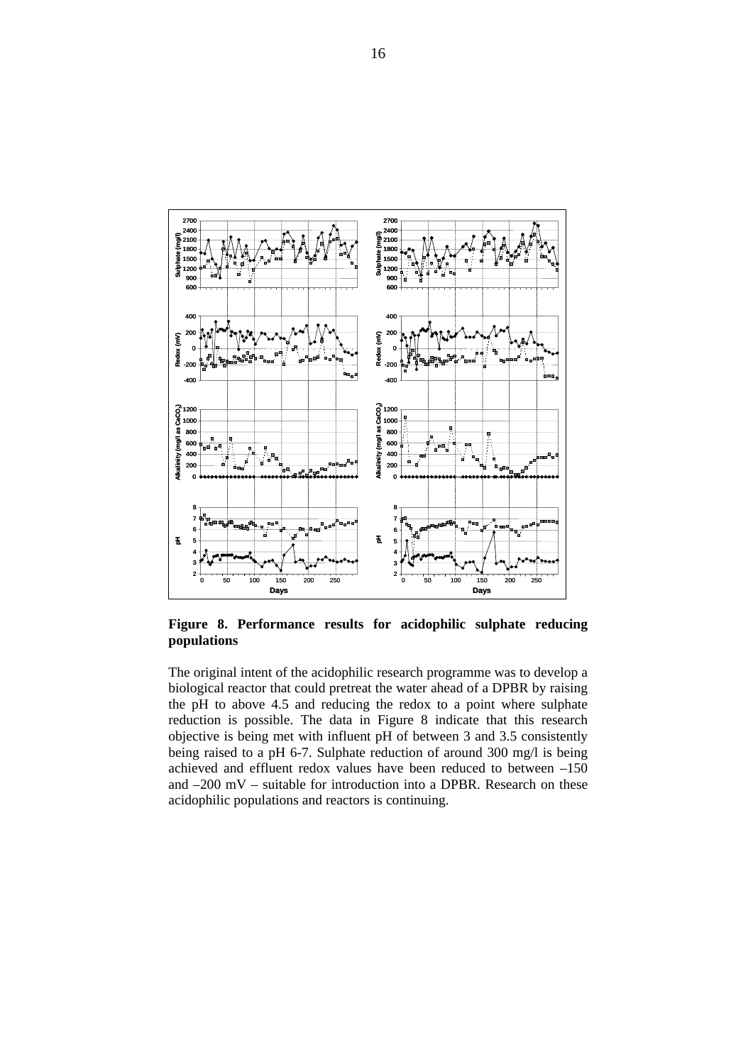**Figure 8. Performance results for acidophilic sulphate reducing populations**

The original intent of the acidophilic research programme was to develop a biological reactor that could pretreat the water ahead of a DPBR by raising the pH to above 4.5 and reducing the redox to a point where sulphate reduction is possible. The data in Figure 8 indicate that this research objective is being met with influent pH of between 3 and 3.5 consistently being raised to a pH 6-7. Sulphate reduction of around 300 mg/l is being achieved and effluent redox values have been reduced to between –150 and –200 mV – suitable for introduction into a DPBR. Research on these acidophilic populations and reactors is continuing.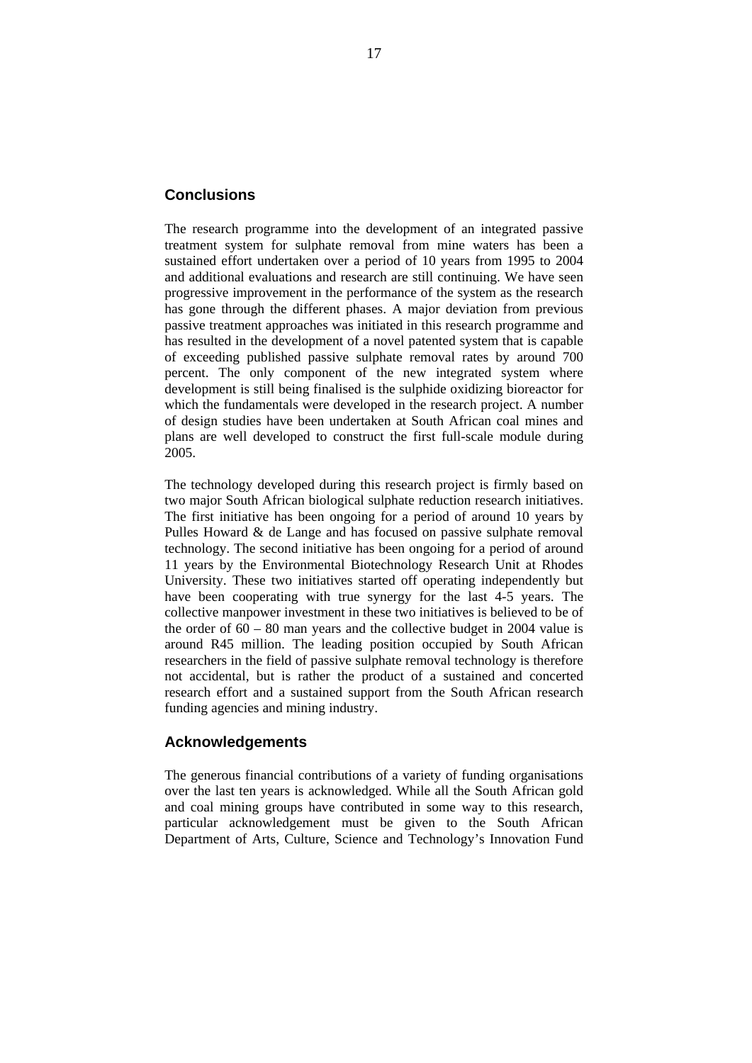## Conclusions

The research programme into the development of an integrated passive treatment system for sulphate removal from mine waters has been a sustained effort undertaken over a period of 10 years from 1995 to 2004 and additional evaluations and research are still continuing. We have seen progressive improvement in the performance of the system as the research has gone through the different phases. A major deviation from previous passive treatment approaches was initiated in this research programme and has resulted in the development of a novel patented system that is capable of exceeding published passive sulphate removal rates by around 700 percent. The only component of the new integrated system where development is still being finalised is the sulphide oxidizing bioreactor for which the fundamentals were developed in the research project. A number of design studies have been undertaken at South African coal mines and plans are well developed to construct the first full-scale module during 2005.

The technology developed during this research project is firmly based on two major South African biological sulphate reduction research initiatives. The first initiative has been ongoing for a period of around 10 years by Pulles Howard & de Lange and has focused on passive sulphate removal technology. The second initiative has been ongoing for a period of around 11 years by the Environmental Biotechnology Research Unit at Rhodes University. These two initiatives started off operating independently but have been cooperating with true synergy for the last 4-5 years. The collective manpower investment in these two initiatives is believed to be of the order of 60 – 80 man years and the collective budget in 2004 value is around R45 million. The leading position occupied by South African researchers in the field of passive sulphate removal technology is therefore not accidental, but is rather the product of a sustained and concerted research effort and a sustained support from the South African research funding agencies and mining industry.

## Acknowledgements

The generous financial contributions of a variety of funding organisations over the last ten years is acknowledged. While all the South African gold and coal mining groups have contributed in some way to this research, particular acknowledgement must be given to the South African Department of Arts, Culture, Science and Technology's Innovation Fund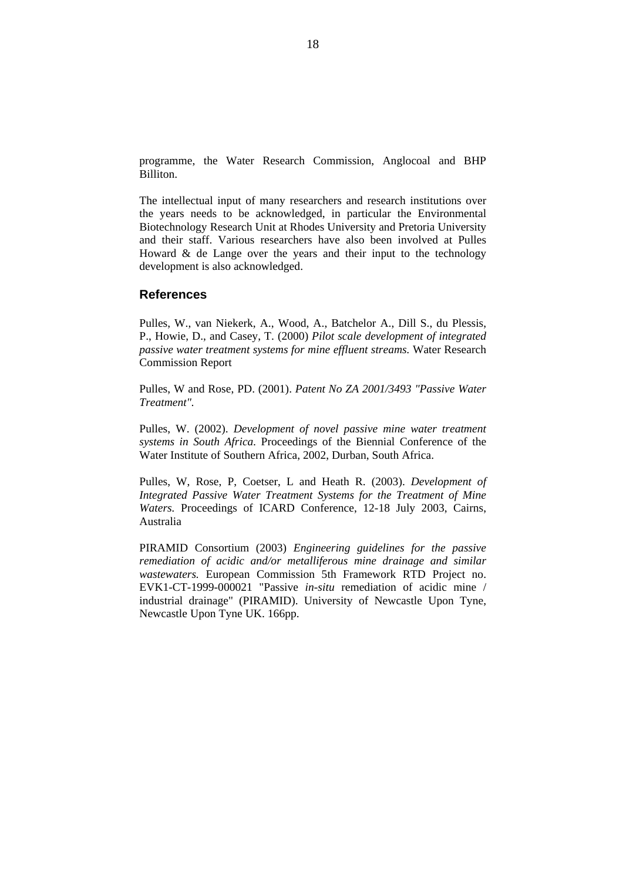programme, the Water Research Commission, Anglocoal and BHP Billiton.

The intellectual input of many researchers and research institutions over the years needs to be acknowledged, in particular the Environmental Biotechnology Research Unit at Rhodes University and Pretoria University and their staff. Various researchers have also been involved at Pulles Howard & de Lange over the years and their input to the technology development is also acknowledged.

## References

Pulles, W., van Niekerk, A., Wood, A., Batchelor A., Dill S., du Plessis, P., Howie, D., and Casey, T. (2000) *Pilot scale development of integrated passive water treatment systems for mine effluent streams.* Water Research Commission Report

Pulles, W and Rose, PD. (2001). *Patent No ZA 2001/3493 "Passive Water Treatment".*

Pulles, W. (2002). *Development of novel passive mine water treatment systems in South Africa.* Proceedings of the Biennial Conference of the Water Institute of Southern Africa, 2002, Durban, South Africa.

Pulles, W, Rose, P, Coetser, L and Heath R. (2003). *Development of Integrated Passive Water Treatment Systems for the Treatment of Mine Waters.* Proceedings of ICARD Conference, 12-18 July 2003, Cairns, Australia

PIRAMID Consortium (2003) *Engineering guidelines for the passive remediation of acidic and/or metalliferous mine drainage and similar wastewaters.* European Commission 5th Framework RTD Project no. EVK1-CT-1999-000021 "Passive *in-situ* remediation of acidic mine / industrial drainage" (PIRAMID). University of Newcastle Upon Tyne, Newcastle Upon Tyne UK. 166pp.